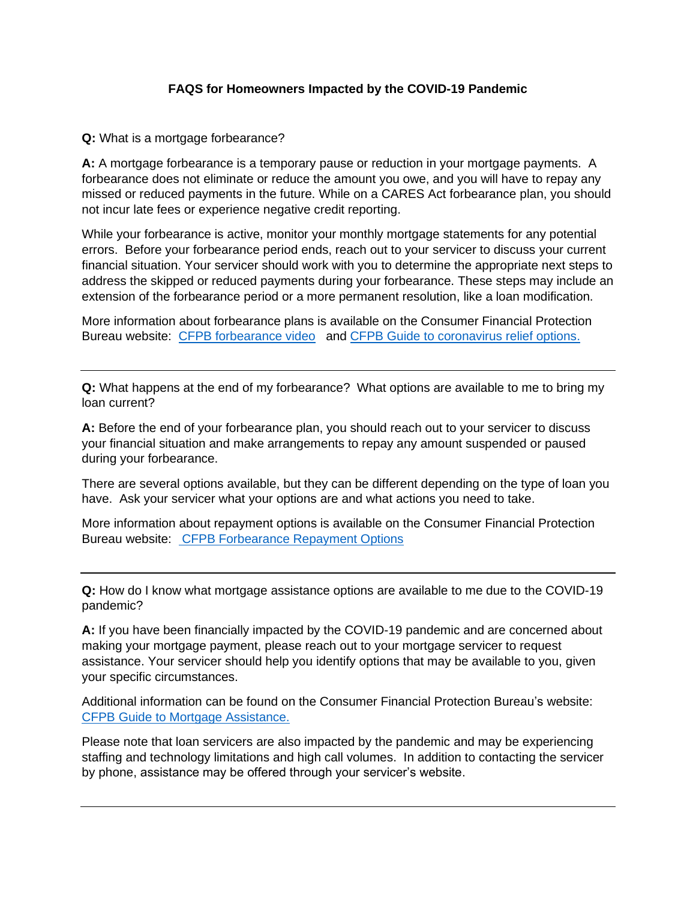# FAQS for Homeowners Impacted by the COVID-19 Pandemic

**Q:** What is a mortgage forbearance?

**A:** A mortgage forbearance is a temporary pause or reduction in your mortgage payments. A forbearance does not eliminate or reduce the amount you owe, and you will have to repay any missed or reduced payments in the future. While on a CARES Act forbearance plan, you should not incur late fees or experience negative credit reporting.

While your forbearance is active, monitor your monthly mortgage statements for any potential errors. Before your forbearance period ends, reach out to your servicer to discuss your current financial situation. Your servicer should work with you to determine the appropriate next steps to address the skipped or reduced payments during your forbearance. These steps may include an extension of the forbearance period or a more permanent resolution, like a loan modification.

More information about forbearance plans is available on the Consumer Financial Protection Bureau website: CFPB forbearance video and CFPB Guide to coronavirus relief options.

---

**Q:** What happens at the end of my forbearance? What options are available to me to bring my loan current?

**A:** Before the end of your forbearance plan, you should reach out to your servicer to discuss your financial situation and make arrangements to repay any amount suspended or paused during your forbearance.

There are several options available, but they can be different depending on the type of loan you have. Ask your servicer what your options are and what actions you need to take.

More information about repayment options is available on the Consumer Financial Protection Bureau website: CFPB Forbearance Repayment Options

---

**Q:** How do I know what mortgage assistance options are available to me due to the COVID-19 pandemic?

**A:** If you have been financially impacted by the COVID-19 pandemic and are concerned about making your mortgage payment, please reach out to your mortgage servicer to request assistance. Your servicer should help you identify options that may be available to you, given your specific circumstances.

Additional information can be found on the Consumer Financial Protection Bureau's website: CFPB Guide to Mortgage Assistance.

Please note that loan servicers are also impacted by the pandemic and may be experiencing staffing and technology limitations and high call volumes. In addition to contacting the servicer by phone, assistance may be offered through your servicer's website.

---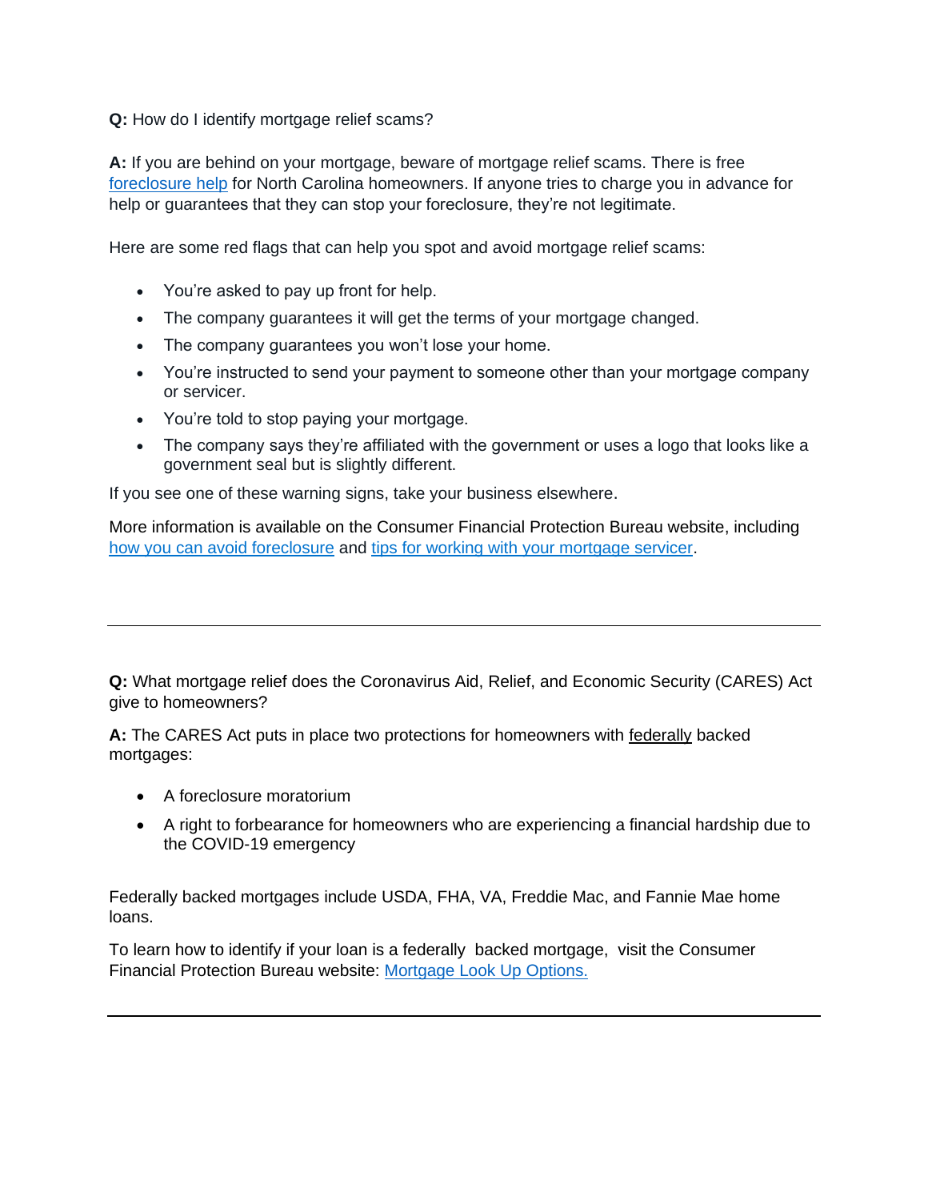**Q:** How do I identify mortgage relief scams?

**A:** If you are behind on your mortgage, beware of mortgage relief scams. There is free foreclosure help for North Carolina homeowners. If anyone tries to charge you in advance for help or guarantees that they can stop your foreclosure, they're not legitimate.

Here are some red flags that can help you spot and avoid mortgage relief scams:

- You're asked to pay up front for help.
- The company guarantees it will get the terms of your mortgage changed.
- The company guarantees you won't lose your home.
- You're instructed to send your payment to someone other than your mortgage company or servicer.
- You're told to stop paying your mortgage.
- The company says they're affiliated with the government or uses a logo that looks like a government seal but is slightly different.

If you see one of these warning signs, take your business elsewhere.

More information is available on the Consumer Financial Protection Bureau website, including how you can avoid foreclosure and tips for working with your mortgage servicer.

---

**Q:** What mortgage relief does the Coronavirus Aid, Relief, and Economic Security (CARES) Act give to homeowners?

**A:** The CARES Act puts in place two protections for homeowners with federally backed mortgages:

- A foreclosure moratorium
- A right to forbearance for homeowners who are experiencing a financial hardship due to the COVID-19 emergency

Federally backed mortgages include USDA, FHA, VA, Freddie Mac, and Fannie Mae home loans.

To learn how to identify if your loan is a federally backed mortgage, visit the Consumer Financial Protection Bureau website: Mortgage Look Up Options.

---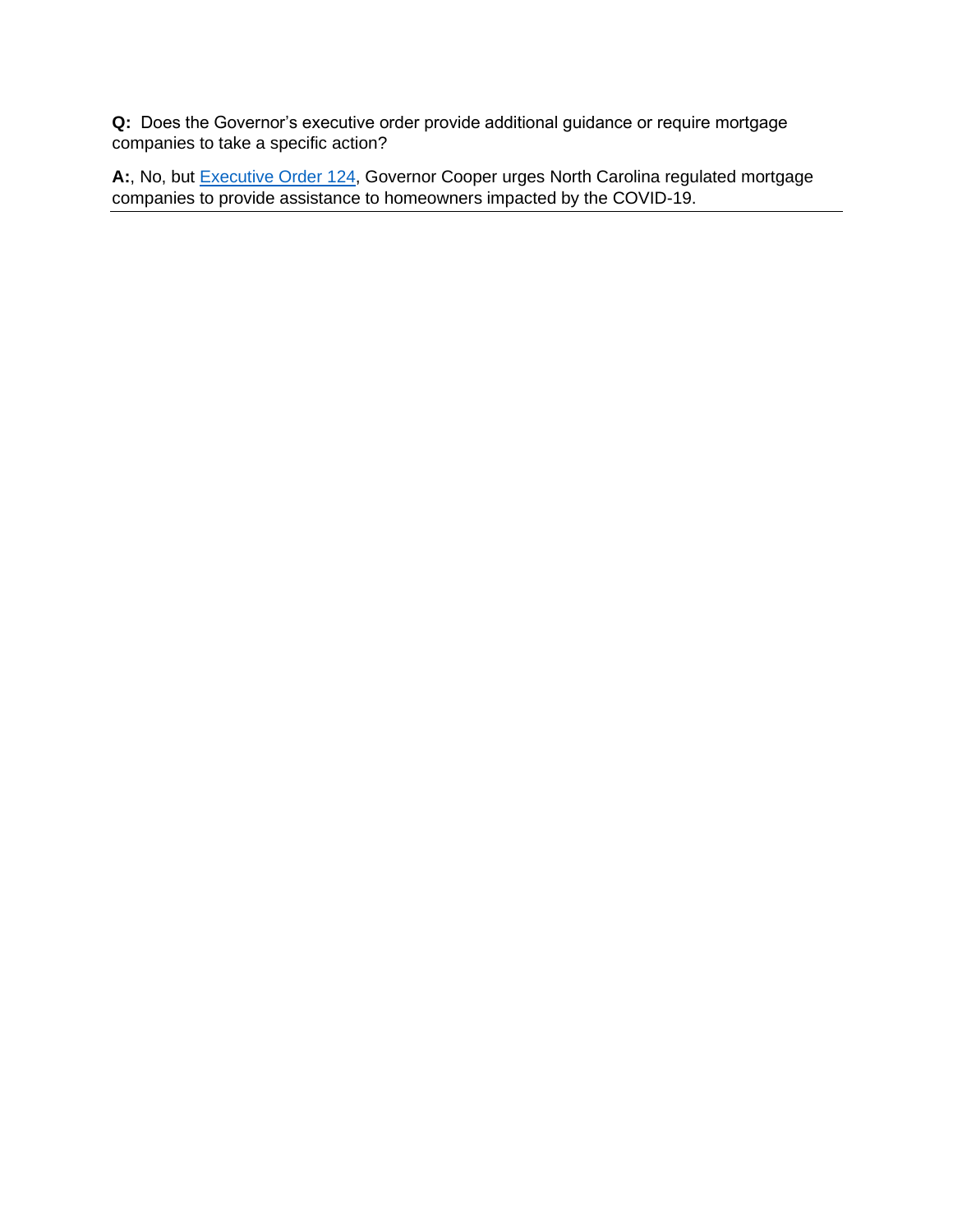**Q:** Does the Governor's executive order provide additional guidance or require mortgage companies to take a specific action?

**A:**, No, but Executive Order 124, Governor Cooper urges North Carolina regulated mortgage companies to provide assistance to homeowners impacted by the COVID-19.

---